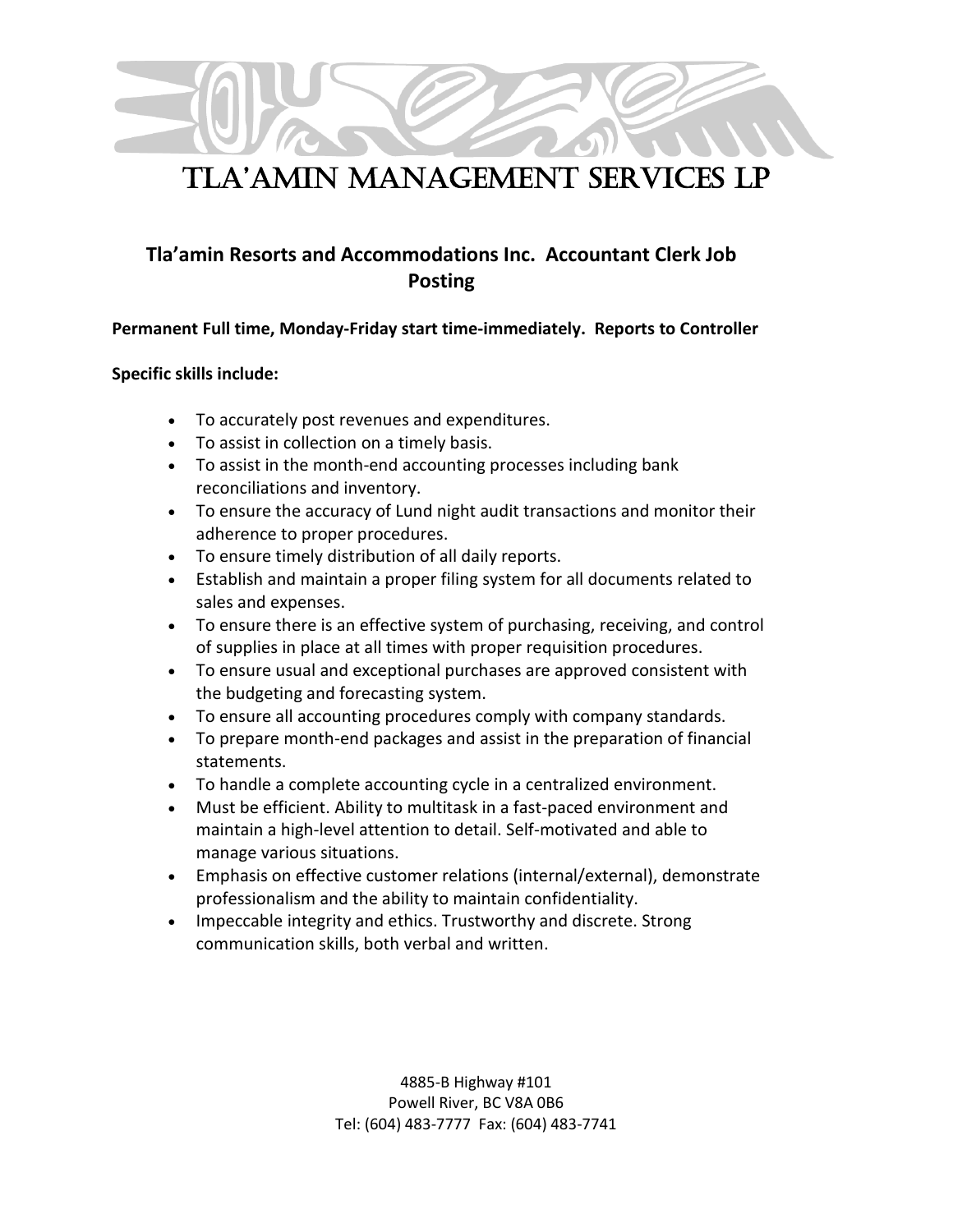# TLA'AMIN MANAGEMENT SERVICES LP

## Tla'amin Resorts and Accommodations Inc. Accountant Clerk Job Posting

**Permanent Full time, Monday-Friday start time-immediately. Reports to Controller**

**Specific skills include:**

- To accurately post revenues and expenditures.
- To assist in collection on a timely basis.
- To assist in the month-end accounting processes including bank reconciliations and inventory.
- To ensure the accuracy of Lund night audit transactions and monitor their adherence to proper procedures.
- To ensure timely distribution of all daily reports.
- Establish and maintain a proper filing system for all documents related to sales and expenses.
- To ensure there is an effective system of purchasing, receiving, and control of supplies in place at all times with proper requisition procedures.
- To ensure usual and exceptional purchases are approved consistent with the budgeting and forecasting system.
- To ensure all accounting procedures comply with company standards.
- To prepare month-end packages and assist in the preparation of financial statements.
- To handle a complete accounting cycle in a centralized environment.
- Must be efficient. Ability to multitask in a fast-paced environment and maintain a high-level attention to detail. Self-motivated and able to manage various situations.
- Emphasis on effective customer relations (internal/external), demonstrate professionalism and the ability to maintain confidentiality.
- Impeccable integrity and ethics. Trustworthy and discrete. Strong communication skills, both verbal and written.

4885-B Highway #101
Powell River, BC V8A 0B6
Tel: (604) 483-7777 Fax: (604) 483-7741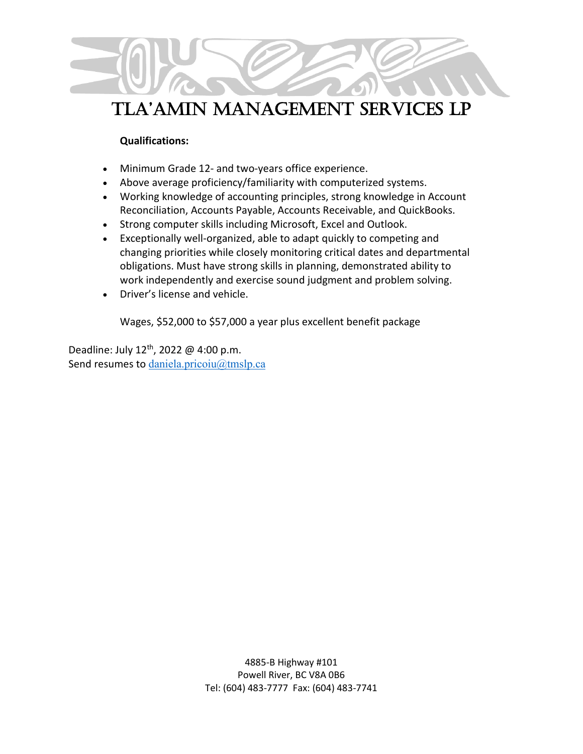# TLA'AMIN MANAGEMENT SERVICES LP

**Qualifications:**

- Minimum Grade 12- and two-years office experience.
- Above average proficiency/familiarity with computerized systems.
- Working knowledge of accounting principles, strong knowledge in Account Reconciliation, Accounts Payable, Accounts Receivable, and QuickBooks.
- Strong computer skills including Microsoft, Excel and Outlook.
- Exceptionally well-organized, able to adapt quickly to competing and changing priorities while closely monitoring critical dates and departmental obligations. Must have strong skills in planning, demonstrated ability to work independently and exercise sound judgment and problem solving.
- Driver's license and vehicle.

Wages, $52,000 to $57,000 a year plus excellent benefit package

Deadline: July 12th, 2022 @ 4:00 p.m.
Send resumes to daniela.pricoiu@tmslp.ca

4885-B Highway #101
Powell River, BC V8A 0B6
Tel: (604) 483-7777 Fax: (604) 483-7741